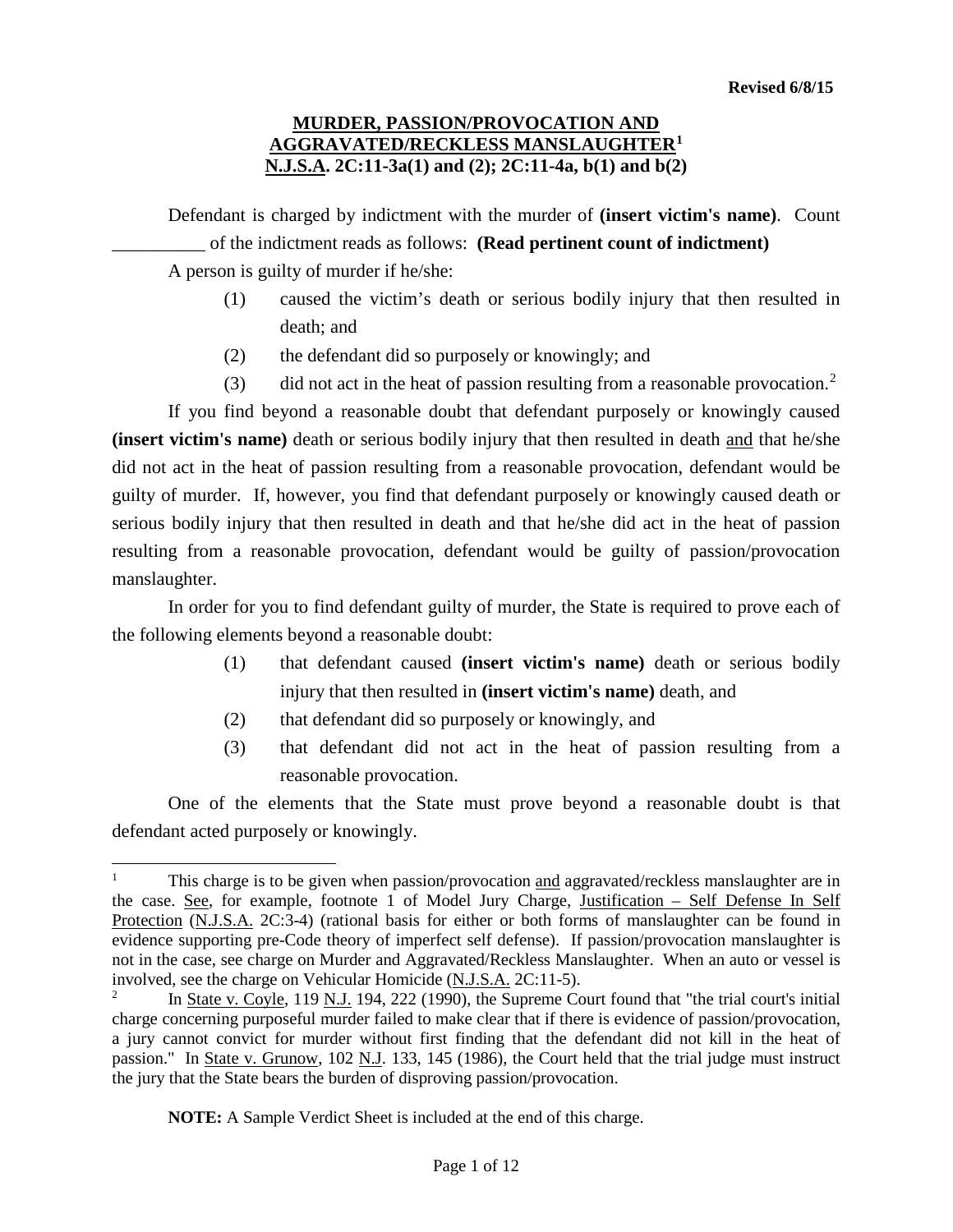**Revised 6/8/15**

# MURDER, PASSION/PROVOCATION AND AGGRAVATED/RECKLESS MANSLAUGHTER[1]
## N.J.S.A. 2C:11-3a(1) and (2); 2C:11-4a, b(1) and b(2)

Defendant is charged by indictment with the murder of **(insert victim's name)**. Count __________ of the indictment reads as follows: **(Read pertinent count of indictment)**

A person is guilty of murder if he/she:

(1) caused the victim's death or serious bodily injury that then resulted in death; and

(2) the defendant did so purposely or knowingly; and

(3) did not act in the heat of passion resulting from a reasonable provocation.[2]

If you find beyond a reasonable doubt that defendant purposely or knowingly caused **(insert victim's name)** death or serious bodily injury that then resulted in death and that he/she did not act in the heat of passion resulting from a reasonable provocation, defendant would be guilty of murder. If, however, you find that defendant purposely or knowingly caused death or serious bodily injury that then resulted in death and that he/she did act in the heat of passion resulting from a reasonable provocation, defendant would be guilty of passion/provocation manslaughter.

In order for you to find defendant guilty of murder, the State is required to prove each of the following elements beyond a reasonable doubt:

(1) that defendant caused **(insert victim's name)** death or serious bodily injury that then resulted in **(insert victim's name)** death, and

(2) that defendant did so purposely or knowingly, and

(3) that defendant did not act in the heat of passion resulting from a reasonable provocation.

One of the elements that the State must prove beyond a reasonable doubt is that defendant acted purposely or knowingly.

---

[1] This charge is to be given when passion/provocation and aggravated/reckless manslaughter are in the case. See, for example, footnote 1 of Model Jury Charge, Justification – Self Defense In Self Protection (N.J.S.A. 2C:3-4) (rational basis for either or both forms of manslaughter can be found in evidence supporting pre-Code theory of imperfect self defense). If passion/provocation manslaughter is not in the case, see charge on Murder and Aggravated/Reckless Manslaughter. When an auto or vessel is involved, see the charge on Vehicular Homicide (N.J.S.A. 2C:11-5).

[2] In State v. Coyle, 119 N.J. 194, 222 (1990), the Supreme Court found that "the trial court's initial charge concerning purposeful murder failed to make clear that if there is evidence of passion/provocation, a jury cannot convict for murder without first finding that the defendant did not kill in the heat of passion." In State v. Grunow, 102 N.J. 133, 145 (1986), the Court held that the trial judge must instruct the jury that the State bears the burden of disproving passion/provocation.

**NOTE:** A Sample Verdict Sheet is included at the end of this charge.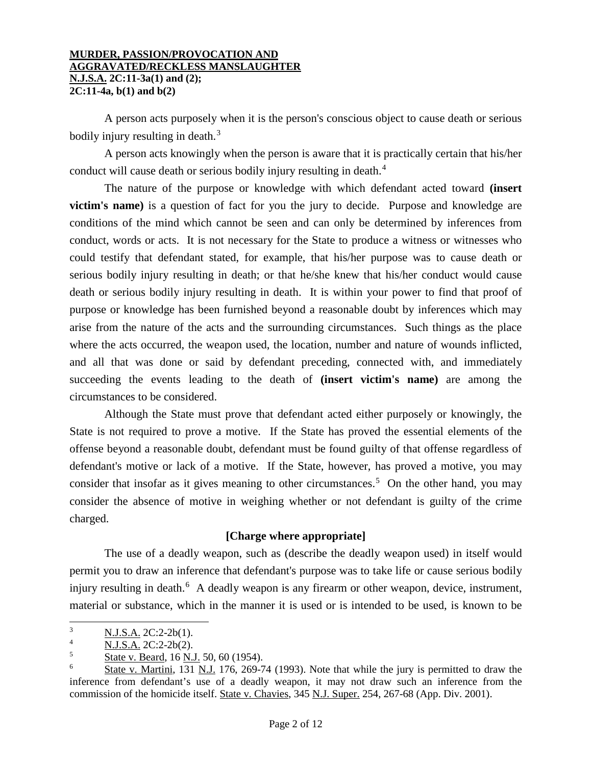A person acts purposely when it is the person's conscious object to cause death or serious bodily injury resulting in death.[3]

A person acts knowingly when the person is aware that it is practically certain that his/her conduct will cause death or serious bodily injury resulting in death.[4]

The nature of the purpose or knowledge with which defendant acted toward **(insert victim's name)** is a question of fact for you the jury to decide. Purpose and knowledge are conditions of the mind which cannot be seen and can only be determined by inferences from conduct, words or acts. It is not necessary for the State to produce a witness or witnesses who could testify that defendant stated, for example, that his/her purpose was to cause death or serious bodily injury resulting in death; or that he/she knew that his/her conduct would cause death or serious bodily injury resulting in death. It is within your power to find that proof of purpose or knowledge has been furnished beyond a reasonable doubt by inferences which may arise from the nature of the acts and the surrounding circumstances. Such things as the place where the acts occurred, the weapon used, the location, number and nature of wounds inflicted, and all that was done or said by defendant preceding, connected with, and immediately succeeding the events leading to the death of **(insert victim's name)** are among the circumstances to be considered.

Although the State must prove that defendant acted either purposely or knowingly, the State is not required to prove a motive. If the State has proved the essential elements of the offense beyond a reasonable doubt, defendant must be found guilty of that offense regardless of defendant's motive or lack of a motive. If the State, however, has proved a motive, you may consider that insofar as it gives meaning to other circumstances.[5] On the other hand, you may consider the absence of motive in weighing whether or not defendant is guilty of the crime charged.

**[Charge where appropriate]**

The use of a deadly weapon, such as (describe the deadly weapon used) in itself would permit you to draw an inference that defendant's purpose was to take life or cause serious bodily injury resulting in death.[6] A deadly weapon is any firearm or other weapon, device, instrument, material or substance, which in the manner it is used or is intended to be used, is known to be

---

[3] N.J.S.A. 2C:2-2b(1).

[4] N.J.S.A. 2C:2-2b(2).

[5] State v. Beard, 16 N.J. 50, 60 (1954).

[6] State v. Martini, 131 N.J. 176, 269-74 (1993). Note that while the jury is permitted to draw the inference from defendant's use of a deadly weapon, it may not draw such an inference from the commission of the homicide itself. State v. Chavies, 345 N.J. Super. 254, 267-68 (App. Div. 2001).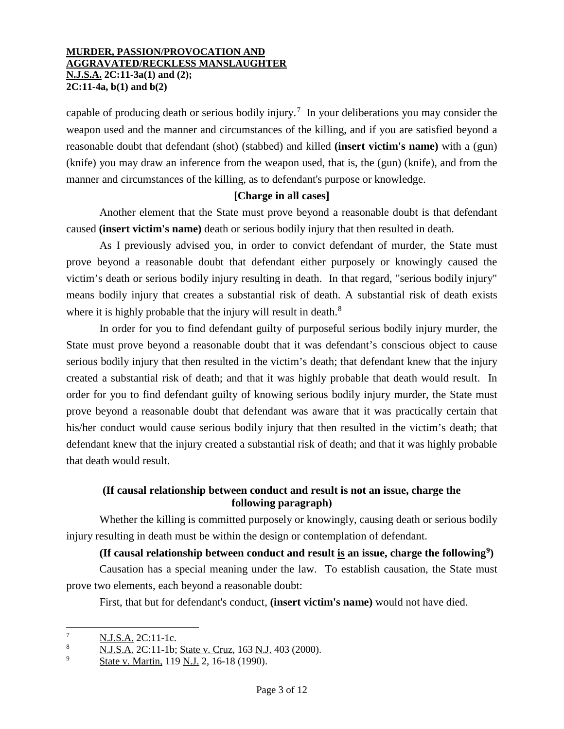capable of producing death or serious bodily injury.[7] In your deliberations you may consider the weapon used and the manner and circumstances of the killing, and if you are satisfied beyond a reasonable doubt that defendant (shot) (stabbed) and killed **(insert victim's name)** with a (gun) (knife) you may draw an inference from the weapon used, that is, the (gun) (knife), and from the manner and circumstances of the killing, as to defendant's purpose or knowledge.

**[Charge in all cases]**

Another element that the State must prove beyond a reasonable doubt is that defendant caused **(insert victim's name)** death or serious bodily injury that then resulted in death.

As I previously advised you, in order to convict defendant of murder, the State must prove beyond a reasonable doubt that defendant either purposely or knowingly caused the victim's death or serious bodily injury resulting in death. In that regard, "serious bodily injury" means bodily injury that creates a substantial risk of death. A substantial risk of death exists where it is highly probable that the injury will result in death.[8]

In order for you to find defendant guilty of purposeful serious bodily injury murder, the State must prove beyond a reasonable doubt that it was defendant's conscious object to cause serious bodily injury that then resulted in the victim's death; that defendant knew that the injury created a substantial risk of death; and that it was highly probable that death would result. In order for you to find defendant guilty of knowing serious bodily injury murder, the State must prove beyond a reasonable doubt that defendant was aware that it was practically certain that his/her conduct would cause serious bodily injury that then resulted in the victim's death; that defendant knew that the injury created a substantial risk of death; and that it was highly probable that death would result.

**(If causal relationship between conduct and result is not an issue, charge the following paragraph)**

Whether the killing is committed purposely or knowingly, causing death or serious bodily injury resulting in death must be within the design or contemplation of defendant.

**(If causal relationship between conduct and result <u>is</u> an issue, charge the following[9])**

Causation has a special meaning under the law. To establish causation, the State must prove two elements, each beyond a reasonable doubt:

First, that but for defendant's conduct, **(insert victim's name)** would not have died.

---

[7] <u>N.J.S.A.</u> 2C:11-1c.

[8] <u>N.J.S.A.</u> 2C:11-1b; <u>State v. Cruz</u>, 163 <u>N.J.</u> 403 (2000).

[9] <u>State v. Martin,</u> 119 <u>N.J.</u> 2, 16-18 (1990).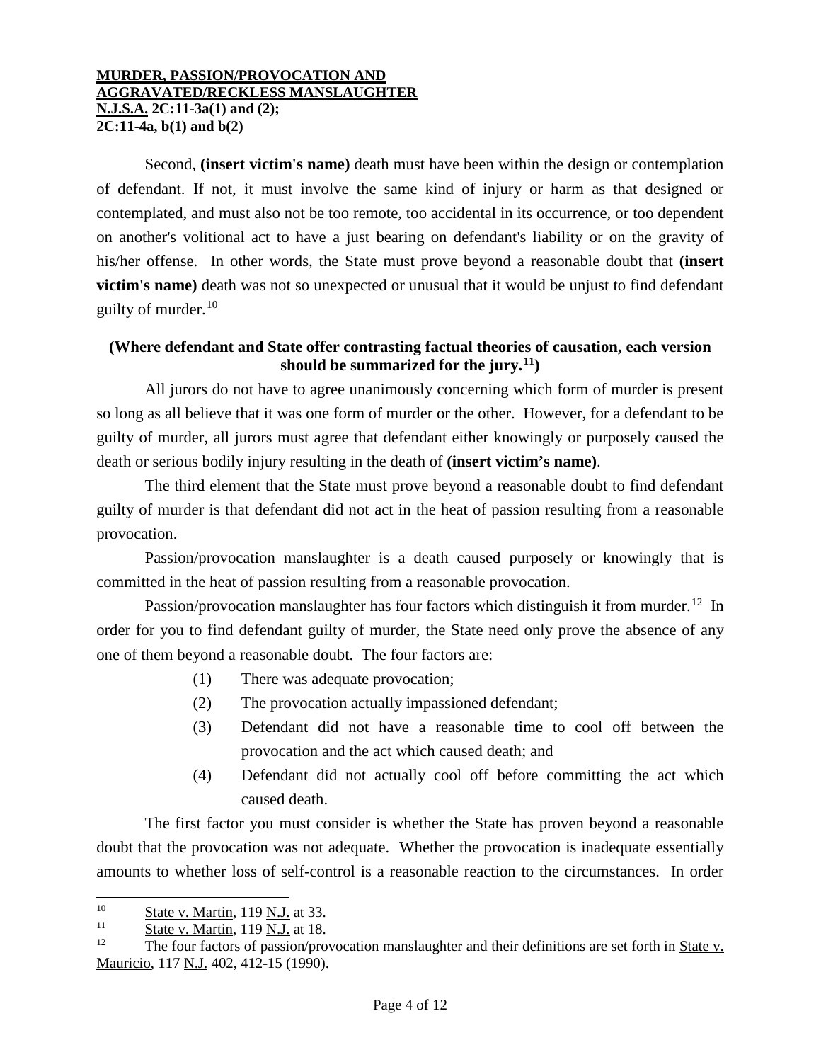Second, **(insert victim's name)** death must have been within the design or contemplation of defendant. If not, it must involve the same kind of injury or harm as that designed or contemplated, and must also not be too remote, too accidental in its occurrence, or too dependent on another's volitional act to have a just bearing on defendant's liability or on the gravity of his/her offense. In other words, the State must prove beyond a reasonable doubt that **(insert victim's name)** death was not so unexpected or unusual that it would be unjust to find defendant guilty of murder.[10]

**(Where defendant and State offer contrasting factual theories of causation, each version should be summarized for the jury.[11])**

All jurors do not have to agree unanimously concerning which form of murder is present so long as all believe that it was one form of murder or the other. However, for a defendant to be guilty of murder, all jurors must agree that defendant either knowingly or purposely caused the death or serious bodily injury resulting in the death of **(insert victim's name)**.

The third element that the State must prove beyond a reasonable doubt to find defendant guilty of murder is that defendant did not act in the heat of passion resulting from a reasonable provocation.

Passion/provocation manslaughter is a death caused purposely or knowingly that is committed in the heat of passion resulting from a reasonable provocation.

Passion/provocation manslaughter has four factors which distinguish it from murder.[12] In order for you to find defendant guilty of murder, the State need only prove the absence of any one of them beyond a reasonable doubt. The four factors are:

(1) There was adequate provocation;

(2) The provocation actually impassioned defendant;

(3) Defendant did not have a reasonable time to cool off between the provocation and the act which caused death; and

(4) Defendant did not actually cool off before committing the act which caused death.

The first factor you must consider is whether the State has proven beyond a reasonable doubt that the provocation was not adequate. Whether the provocation is inadequate essentially amounts to whether loss of self-control is a reasonable reaction to the circumstances. In order

---

[10] State v. Martin, 119 N.J. at 33.

[11] State v. Martin, 119 N.J. at 18.

[12] The four factors of passion/provocation manslaughter and their definitions are set forth in State v. Mauricio, 117 N.J. 402, 412-15 (1990).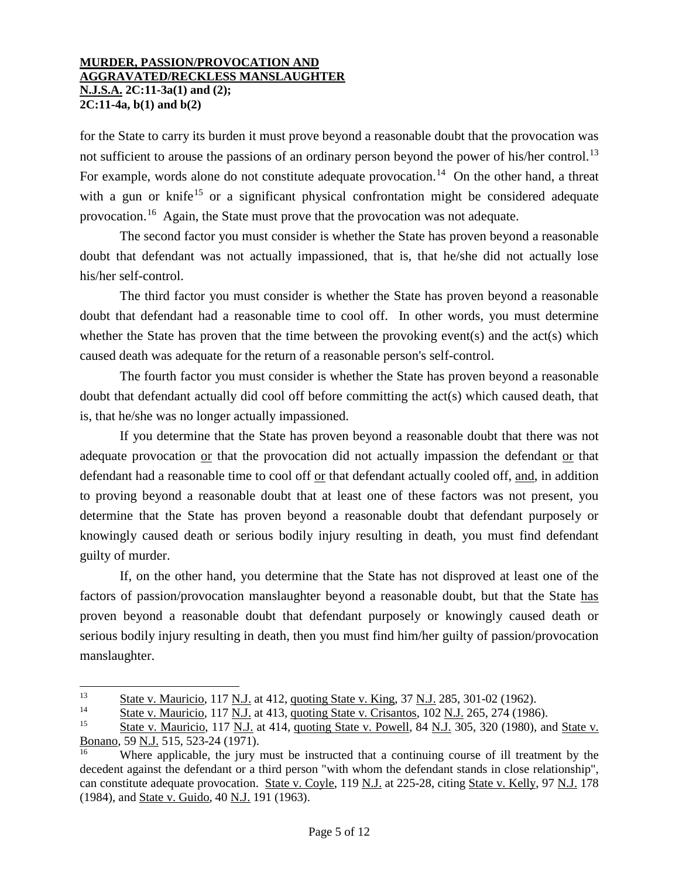for the State to carry its burden it must prove beyond a reasonable doubt that the provocation was not sufficient to arouse the passions of an ordinary person beyond the power of his/her control.[13] For example, words alone do not constitute adequate provocation.[14] On the other hand, a threat with a gun or knife[15] or a significant physical confrontation might be considered adequate provocation.[16] Again, the State must prove that the provocation was not adequate.

The second factor you must consider is whether the State has proven beyond a reasonable doubt that defendant was not actually impassioned, that is, that he/she did not actually lose his/her self-control.

The third factor you must consider is whether the State has proven beyond a reasonable doubt that defendant had a reasonable time to cool off. In other words, you must determine whether the State has proven that the time between the provoking event(s) and the act(s) which caused death was adequate for the return of a reasonable person's self-control.

The fourth factor you must consider is whether the State has proven beyond a reasonable doubt that defendant actually did cool off before committing the act(s) which caused death, that is, that he/she was no longer actually impassioned.

If you determine that the State has proven beyond a reasonable doubt that there was not adequate provocation <u>or</u> that the provocation did not actually impassion the defendant <u>or</u> that defendant had a reasonable time to cool off <u>or</u> that defendant actually cooled off, <u>and</u>, in addition to proving beyond a reasonable doubt that at least one of these factors was not present, you determine that the State has proven beyond a reasonable doubt that defendant purposely or knowingly caused death or serious bodily injury resulting in death, you must find defendant guilty of murder.

If, on the other hand, you determine that the State has not disproved at least one of the factors of passion/provocation manslaughter beyond a reasonable doubt, but that the State <u>has</u> proven beyond a reasonable doubt that defendant purposely or knowingly caused death or serious bodily injury resulting in death, then you must find him/her guilty of passion/provocation manslaughter.

---

[13] <u>State v. Mauricio</u>, 117 <u>N.J.</u> at 412, <u>quoting State v. King</u>, 37 <u>N.J.</u> 285, 301-02 (1962).

[14] <u>State v. Mauricio</u>, 117 <u>N.J.</u> at 413, <u>quoting State v. Crisantos</u>, 102 <u>N.J.</u> 265, 274 (1986).

[15] <u>State v. Mauricio</u>, 117 <u>N.J.</u> at 414, <u>quoting State v. Powell</u>, 84 <u>N.J.</u> 305, 320 (1980), and <u>State v. Bonano</u>, 59 <u>N.J.</u> 515, 523-24 (1971).

[16] Where applicable, the jury must be instructed that a continuing course of ill treatment by the decedent against the defendant or a third person "with whom the defendant stands in close relationship", can constitute adequate provocation. <u>State v. Coyle</u>, 119 <u>N.J.</u> at 225-28, citing <u>State v. Kelly</u>, 97 <u>N.J.</u> 178 (1984), and <u>State v. Guido</u>, 40 <u>N.J.</u> 191 (1963).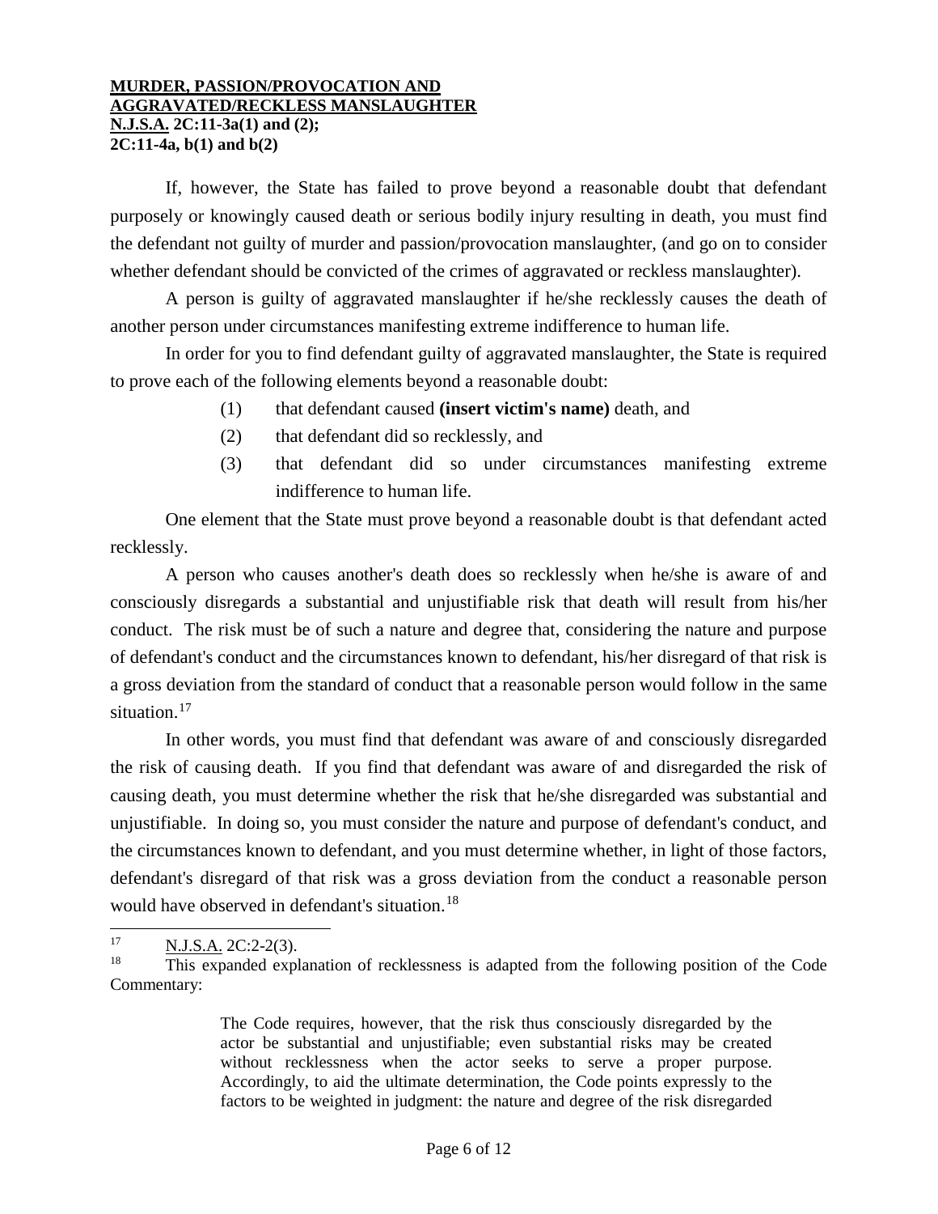**MURDER, PASSION/PROVOCATION AND AGGRAVATED/RECKLESS MANSLAUGHTER**
**N.J.S.A. 2C:11-3a(1) and (2); 2C:11-4a, b(1) and b(2)**

If, however, the State has failed to prove beyond a reasonable doubt that defendant purposely or knowingly caused death or serious bodily injury resulting in death, you must find the defendant not guilty of murder and passion/provocation manslaughter, (and go on to consider whether defendant should be convicted of the crimes of aggravated or reckless manslaughter).

A person is guilty of aggravated manslaughter if he/she recklessly causes the death of another person under circumstances manifesting extreme indifference to human life.

In order for you to find defendant guilty of aggravated manslaughter, the State is required to prove each of the following elements beyond a reasonable doubt:

(1) that defendant caused **(insert victim's name)** death, and

(2) that defendant did so recklessly, and

(3) that defendant did so under circumstances manifesting extreme indifference to human life.

One element that the State must prove beyond a reasonable doubt is that defendant acted recklessly.

A person who causes another's death does so recklessly when he/she is aware of and consciously disregards a substantial and unjustifiable risk that death will result from his/her conduct. The risk must be of such a nature and degree that, considering the nature and purpose of defendant's conduct and the circumstances known to defendant, his/her disregard of that risk is a gross deviation from the standard of conduct that a reasonable person would follow in the same situation.[17]

In other words, you must find that defendant was aware of and consciously disregarded the risk of causing death. If you find that defendant was aware of and disregarded the risk of causing death, you must determine whether the risk that he/she disregarded was substantial and unjustifiable. In doing so, you must consider the nature and purpose of defendant's conduct, and the circumstances known to defendant, and you must determine whether, in light of those factors, defendant's disregard of that risk was a gross deviation from the conduct a reasonable person would have observed in defendant's situation.[18]

---

[17] N.J.S.A. 2C:2-2(3).

[18] This expanded explanation of recklessness is adapted from the following position of the Code Commentary:

> The Code requires, however, that the risk thus consciously disregarded by the actor be substantial and unjustifiable; even substantial risks may be created without recklessness when the actor seeks to serve a proper purpose. Accordingly, to aid the ultimate determination, the Code points expressly to the factors to be weighted in judgment: the nature and degree of the risk disregarded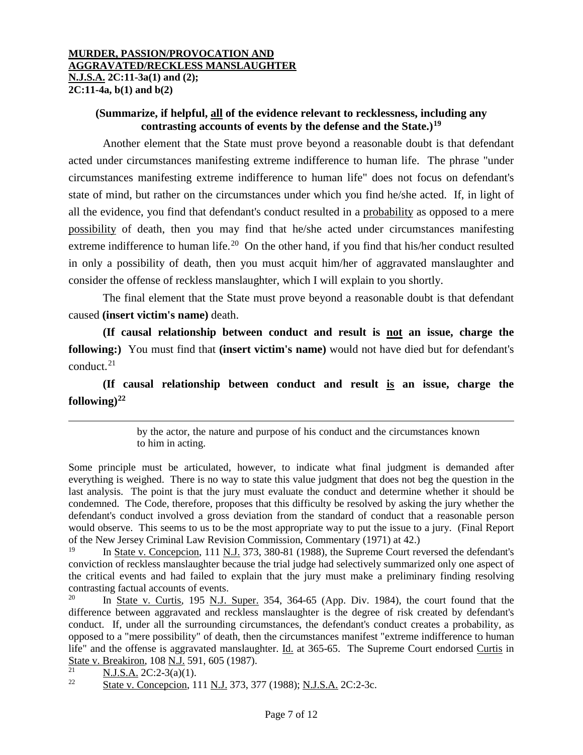**(Summarize, if helpful, all of the evidence relevant to recklessness, including any contrasting accounts of events by the defense and the State.)**[19]

Another element that the State must prove beyond a reasonable doubt is that defendant acted under circumstances manifesting extreme indifference to human life. The phrase "under circumstances manifesting extreme indifference to human life" does not focus on defendant's state of mind, but rather on the circumstances under which you find he/she acted. If, in light of all the evidence, you find that defendant's conduct resulted in a probability as opposed to a mere possibility of death, then you may find that he/she acted under circumstances manifesting extreme indifference to human life.[20] On the other hand, if you find that his/her conduct resulted in only a possibility of death, then you must acquit him/her of aggravated manslaughter and consider the offense of reckless manslaughter, which I will explain to you shortly.

The final element that the State must prove beyond a reasonable doubt is that defendant caused **(insert victim's name)** death.

**(If causal relationship between conduct and result is not an issue, charge the following:)** You must find that **(insert victim's name)** would not have died but for defendant's conduct.[21]

**(If causal relationship between conduct and result is an issue, charge the following)**[22]

---

by the actor, the nature and purpose of his conduct and the circumstances known to him in acting.

Some principle must be articulated, however, to indicate what final judgment is demanded after everything is weighed. There is no way to state this value judgment that does not beg the question in the last analysis. The point is that the jury must evaluate the conduct and determine whether it should be condemned. The Code, therefore, proposes that this difficulty be resolved by asking the jury whether the defendant's conduct involved a gross deviation from the standard of conduct that a reasonable person would observe. This seems to us to be the most appropriate way to put the issue to a jury. (Final Report of the New Jersey Criminal Law Revision Commission, Commentary (1971) at 42.)

[19] In State v. Concepcion, 111 N.J. 373, 380-81 (1988), the Supreme Court reversed the defendant's conviction of reckless manslaughter because the trial judge had selectively summarized only one aspect of the critical events and had failed to explain that the jury must make a preliminary finding resolving contrasting factual accounts of events.

[20] In State v. Curtis, 195 N.J. Super. 354, 364-65 (App. Div. 1984), the court found that the difference between aggravated and reckless manslaughter is the degree of risk created by defendant's conduct. If, under all the surrounding circumstances, the defendant's conduct creates a probability, as opposed to a "mere possibility" of death, then the circumstances manifest "extreme indifference to human life" and the offense is aggravated manslaughter. Id. at 365-65. The Supreme Court endorsed Curtis in State v. Breakiron, 108 N.J. 591, 605 (1987).

[21] N.J.S.A. 2C:2-3(a)(1).

[22] State v. Concepcion, 111 N.J. 373, 377 (1988); N.J.S.A. 2C:2-3c.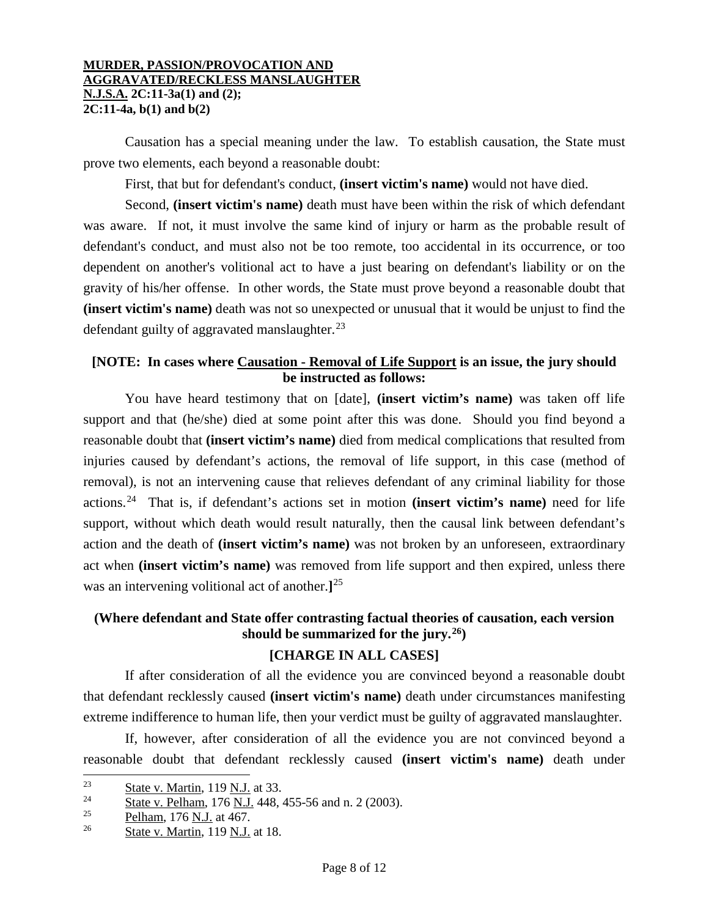Causation has a special meaning under the law. To establish causation, the State must prove two elements, each beyond a reasonable doubt:

First, that but for defendant's conduct, **(insert victim's name)** would not have died.

Second, **(insert victim's name)** death must have been within the risk of which defendant was aware. If not, it must involve the same kind of injury or harm as the probable result of defendant's conduct, and must also not be too remote, too accidental in its occurrence, or too dependent on another's volitional act to have a just bearing on defendant's liability or on the gravity of his/her offense. In other words, the State must prove beyond a reasonable doubt that **(insert victim's name)** death was not so unexpected or unusual that it would be unjust to find the defendant guilty of aggravated manslaughter.[23]

**[NOTE: In cases where <u>Causation - Removal of Life Support</u> is an issue, the jury should be instructed as follows:**

You have heard testimony that on [date], **(insert victim's name)** was taken off life support and that (he/she) died at some point after this was done. Should you find beyond a reasonable doubt that **(insert victim's name)** died from medical complications that resulted from injuries caused by defendant's actions, the removal of life support, in this case (method of removal), is not an intervening cause that relieves defendant of any criminal liability for those actions.[24] That is, if defendant's actions set in motion **(insert victim's name)** need for life support, without which death would result naturally, then the causal link between defendant's action and the death of **(insert victim's name)** was not broken by an unforeseen, extraordinary act when **(insert victim's name)** was removed from life support and then expired, unless there was an intervening volitional act of another.**]**[25]

**(Where defendant and State offer contrasting factual theories of causation, each version should be summarized for the jury.[26])**

**[CHARGE IN ALL CASES]**

If after consideration of all the evidence you are convinced beyond a reasonable doubt that defendant recklessly caused **(insert victim's name)** death under circumstances manifesting extreme indifference to human life, then your verdict must be guilty of aggravated manslaughter.

If, however, after consideration of all the evidence you are not convinced beyond a reasonable doubt that defendant recklessly caused **(insert victim's name)** death under

---

[23] <u>State v. Martin</u>, 119 <u>N.J.</u> at 33.

[24] <u>State v. Pelham</u>, 176 <u>N.J.</u> 448, 455-56 and n. 2 (2003).

[25] <u>Pelham</u>, 176 <u>N.J.</u> at 467.

[26] <u>State v. Martin</u>, 119 <u>N.J.</u> at 18.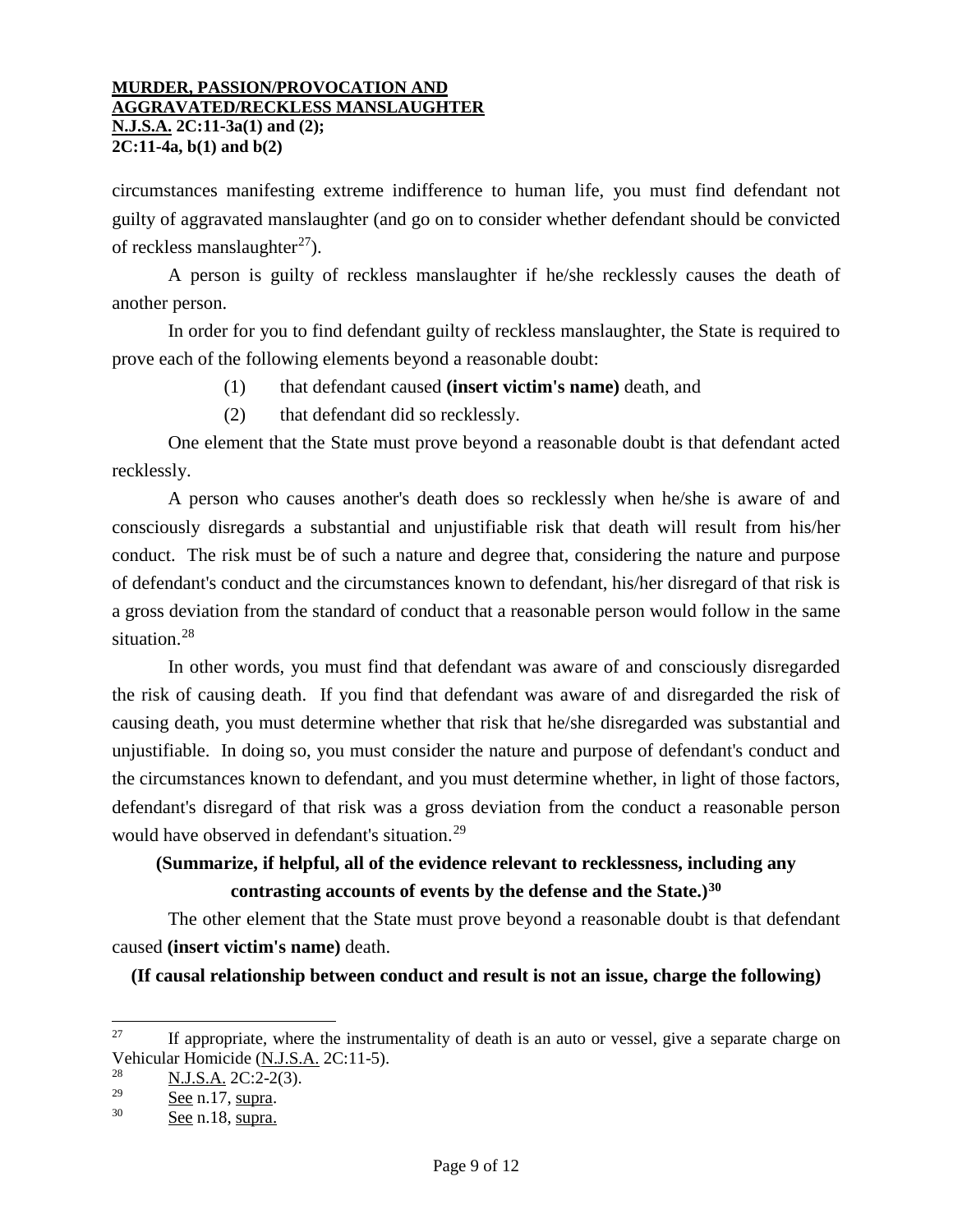circumstances manifesting extreme indifference to human life, you must find defendant not guilty of aggravated manslaughter (and go on to consider whether defendant should be convicted of reckless manslaughter[27]).

A person is guilty of reckless manslaughter if he/she recklessly causes the death of another person.

In order for you to find defendant guilty of reckless manslaughter, the State is required to prove each of the following elements beyond a reasonable doubt:

(1) that defendant caused **(insert victim's name)** death, and

(2) that defendant did so recklessly.

One element that the State must prove beyond a reasonable doubt is that defendant acted recklessly.

A person who causes another's death does so recklessly when he/she is aware of and consciously disregards a substantial and unjustifiable risk that death will result from his/her conduct. The risk must be of such a nature and degree that, considering the nature and purpose of defendant's conduct and the circumstances known to defendant, his/her disregard of that risk is a gross deviation from the standard of conduct that a reasonable person would follow in the same situation.[28]

In other words, you must find that defendant was aware of and consciously disregarded the risk of causing death. If you find that defendant was aware of and disregarded the risk of causing death, you must determine whether that risk that he/she disregarded was substantial and unjustifiable. In doing so, you must consider the nature and purpose of defendant's conduct and the circumstances known to defendant, and you must determine whether, in light of those factors, defendant's disregard of that risk was a gross deviation from the conduct a reasonable person would have observed in defendant's situation.[29]

**(Summarize, if helpful, all of the evidence relevant to recklessness, including any contrasting accounts of events by the defense and the State.)[30]**

The other element that the State must prove beyond a reasonable doubt is that defendant caused **(insert victim's name)** death.

**(If causal relationship between conduct and result is not an issue, charge the following)**

---

[27] If appropriate, where the instrumentality of death is an auto or vessel, give a separate charge on Vehicular Homicide (N.J.S.A. 2C:11-5).

[28] N.J.S.A. 2C:2-2(3).

[29] See n.17, supra.

[30] See n.18, supra.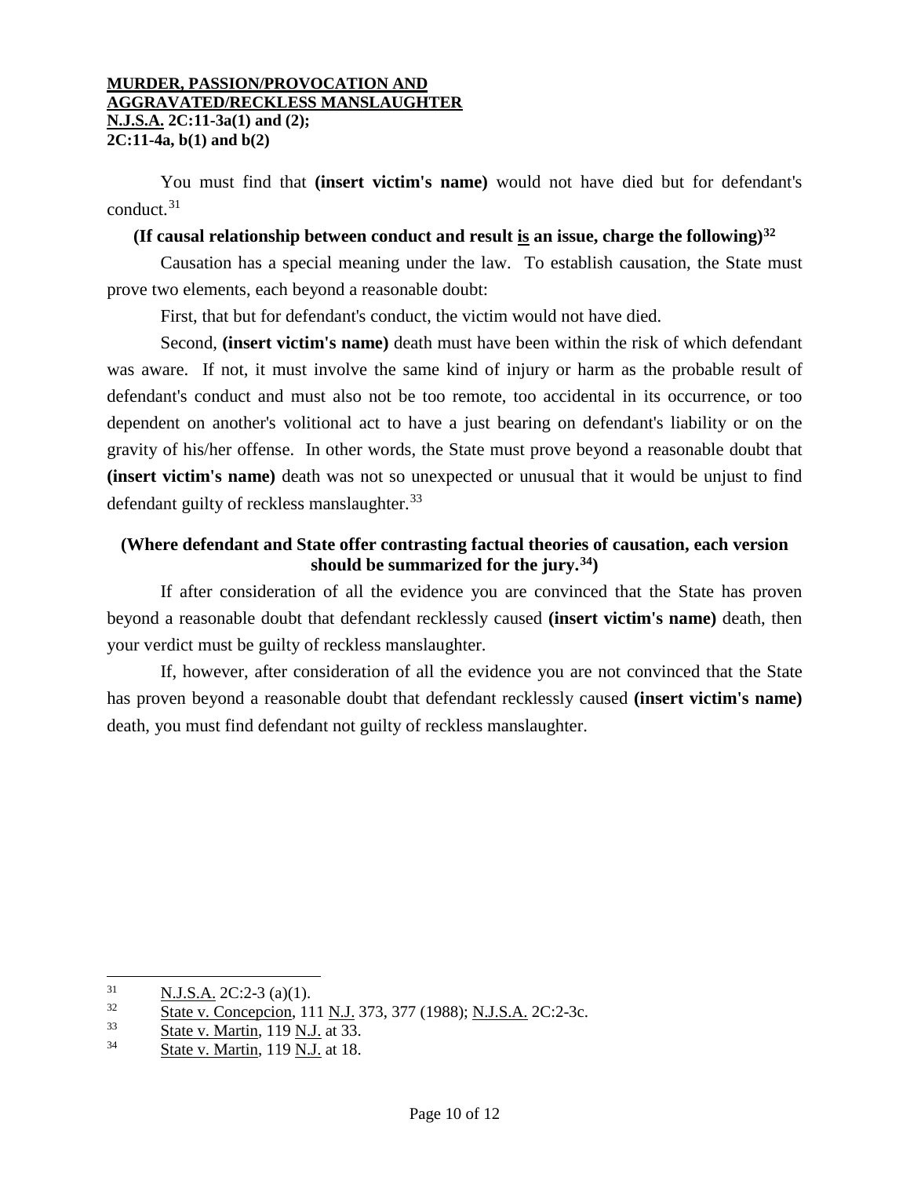You must find that **(insert victim's name)** would not have died but for defendant's conduct.[31]

**(If causal relationship between conduct and result is an issue, charge the following)[32]**

Causation has a special meaning under the law. To establish causation, the State must prove two elements, each beyond a reasonable doubt:

First, that but for defendant's conduct, the victim would not have died.

Second, **(insert victim's name)** death must have been within the risk of which defendant was aware. If not, it must involve the same kind of injury or harm as the probable result of defendant's conduct and must also not be too remote, too accidental in its occurrence, or too dependent on another's volitional act to have a just bearing on defendant's liability or on the gravity of his/her offense. In other words, the State must prove beyond a reasonable doubt that **(insert victim's name)** death was not so unexpected or unusual that it would be unjust to find defendant guilty of reckless manslaughter.[33]

**(Where defendant and State offer contrasting factual theories of causation, each version should be summarized for the jury.[34])**

If after consideration of all the evidence you are convinced that the State has proven beyond a reasonable doubt that defendant recklessly caused **(insert victim's name)** death, then your verdict must be guilty of reckless manslaughter.

If, however, after consideration of all the evidence you are not convinced that the State has proven beyond a reasonable doubt that defendant recklessly caused **(insert victim's name)** death, you must find defendant not guilty of reckless manslaughter.

---

[31] N.J.S.A. 2C:2-3 (a)(1).

[32] State v. Concepcion, 111 N.J. 373, 377 (1988); N.J.S.A. 2C:2-3c.

[33] State v. Martin, 119 N.J. at 33.

[34] State v. Martin, 119 N.J. at 18.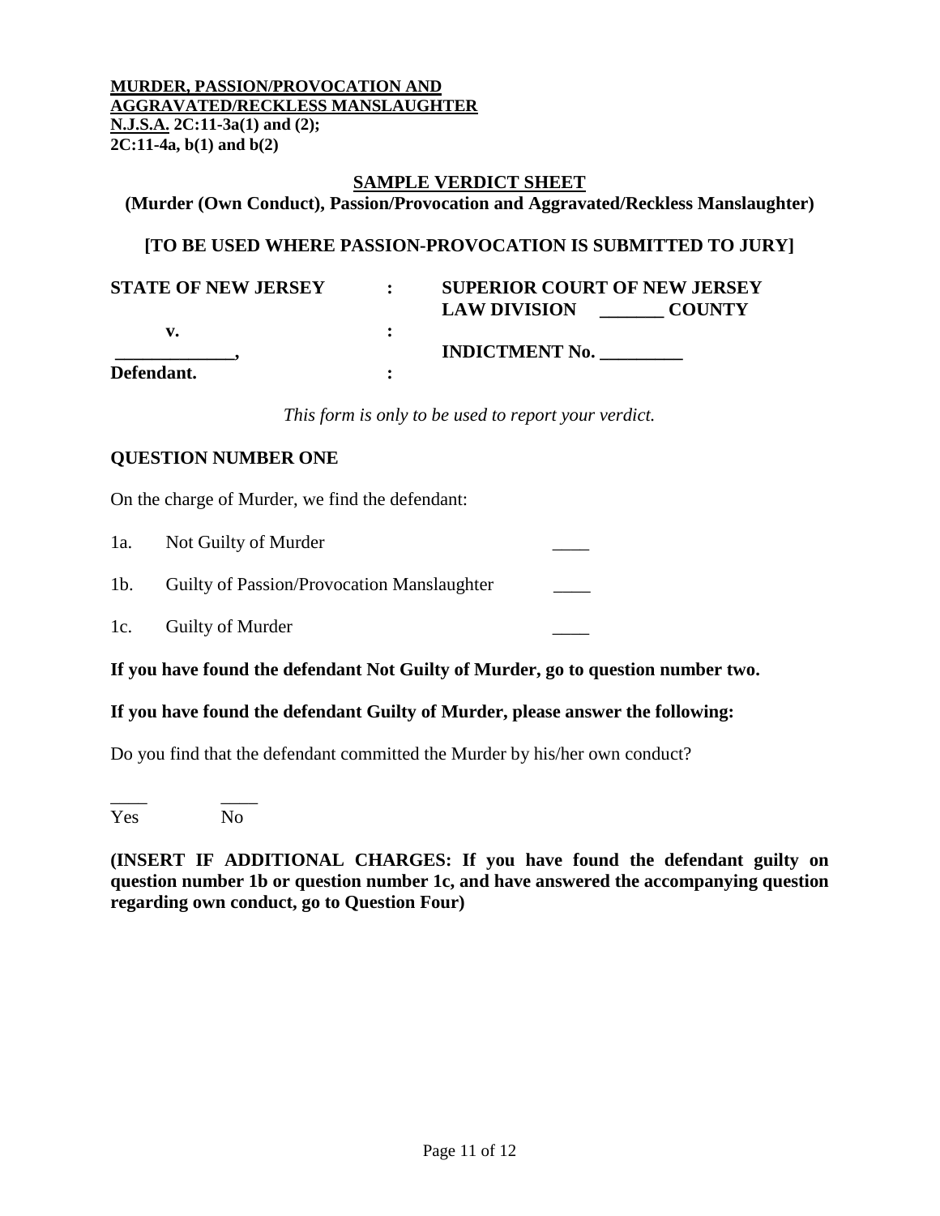**MURDER, PASSION/PROVOCATION AND AGGRAVATED/RECKLESS MANSLAUGHTER**
**N.J.S.A. 2C:11-3a(1) and (2);**
**2C:11-4a, b(1) and b(2)**

## SAMPLE VERDICT SHEET

**(Murder (Own Conduct), Passion/Provocation and Aggravated/Reckless Manslaughter)**

**[TO BE USED WHERE PASSION-PROVOCATION IS SUBMITTED TO JURY]**

| | | |
|---|---|---|
| **STATE OF NEW JERSEY** | **:** | **SUPERIOR COURT OF NEW JERSEY** |
| | | **LAW DIVISION _______ COUNTY** |
| **v.** | **:** | |
| **_____________,** | | **INDICTMENT No. _________** |
| **Defendant.** | **:** | |

*This form is only to be used to report your verdict.*

**QUESTION NUMBER ONE**

On the charge of Murder, we find the defendant:

1a. Not Guilty of Murder ____

1b. Guilty of Passion/Provocation Manslaughter ____

1c. Guilty of Murder ____

**If you have found the defendant Not Guilty of Murder, go to question number two.**

**If you have found the defendant Guilty of Murder, please answer the following:**

Do you find that the defendant committed the Murder by his/her own conduct?

____ Yes ____ No

**(INSERT IF ADDITIONAL CHARGES: If you have found the defendant guilty on question number 1b or question number 1c, and have answered the accompanying question regarding own conduct, go to Question Four)**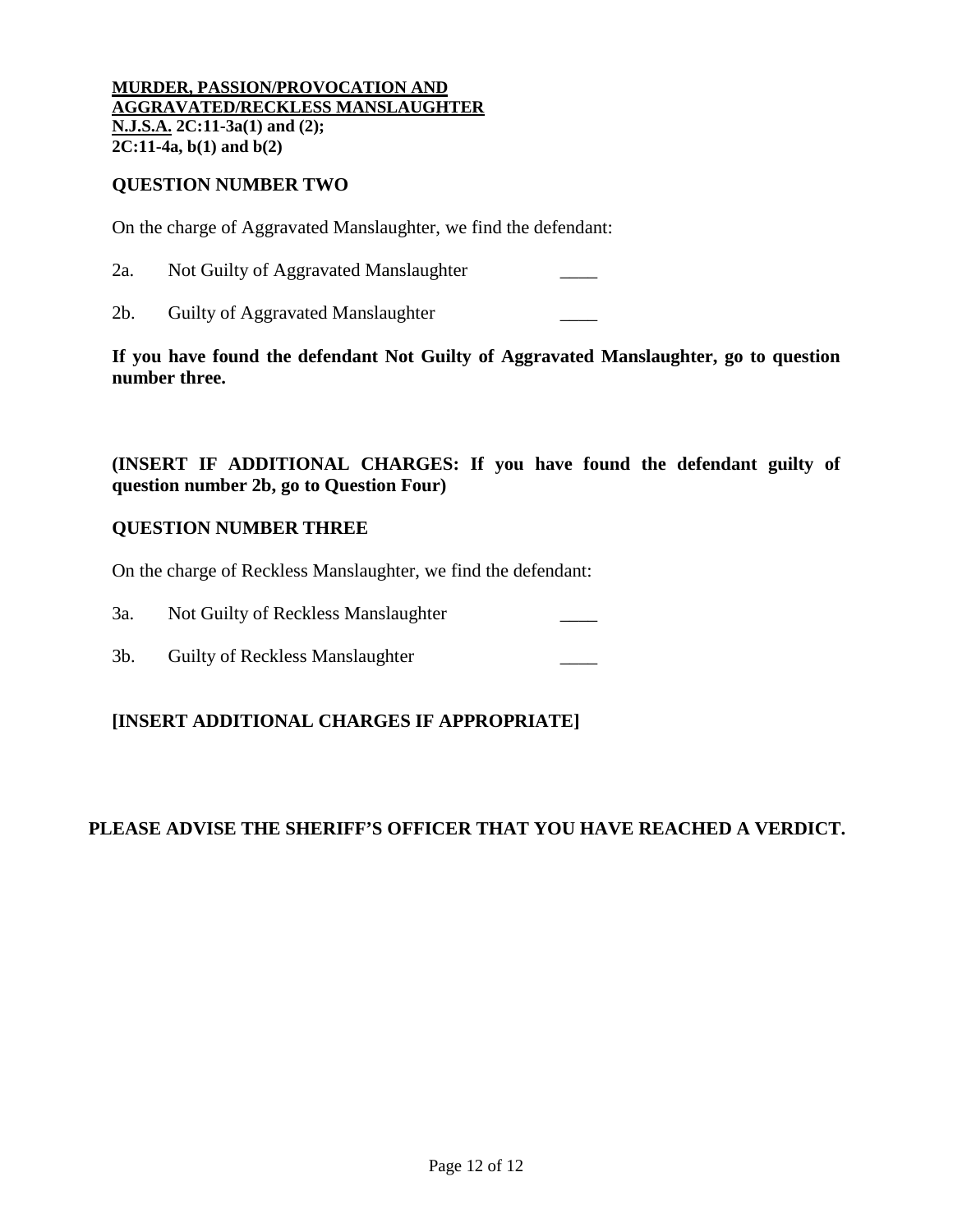**MURDER, PASSION/PROVOCATION AND AGGRAVATED/RECKLESS MANSLAUGHTER**
**N.J.S.A. 2C:11-3a(1) and (2);**
**2C:11-4a, b(1) and b(2)**

**QUESTION NUMBER TWO**

On the charge of Aggravated Manslaughter, we find the defendant:

2a. Not Guilty of Aggravated Manslaughter ____

2b. Guilty of Aggravated Manslaughter ____

**If you have found the defendant Not Guilty of Aggravated Manslaughter, go to question number three.**

**(INSERT IF ADDITIONAL CHARGES: If you have found the defendant guilty of question number 2b, go to Question Four)**

**QUESTION NUMBER THREE**

On the charge of Reckless Manslaughter, we find the defendant:

3a. Not Guilty of Reckless Manslaughter ____

3b. Guilty of Reckless Manslaughter ____

**[INSERT ADDITIONAL CHARGES IF APPROPRIATE]**

**PLEASE ADVISE THE SHERIFF'S OFFICER THAT YOU HAVE REACHED A VERDICT.**